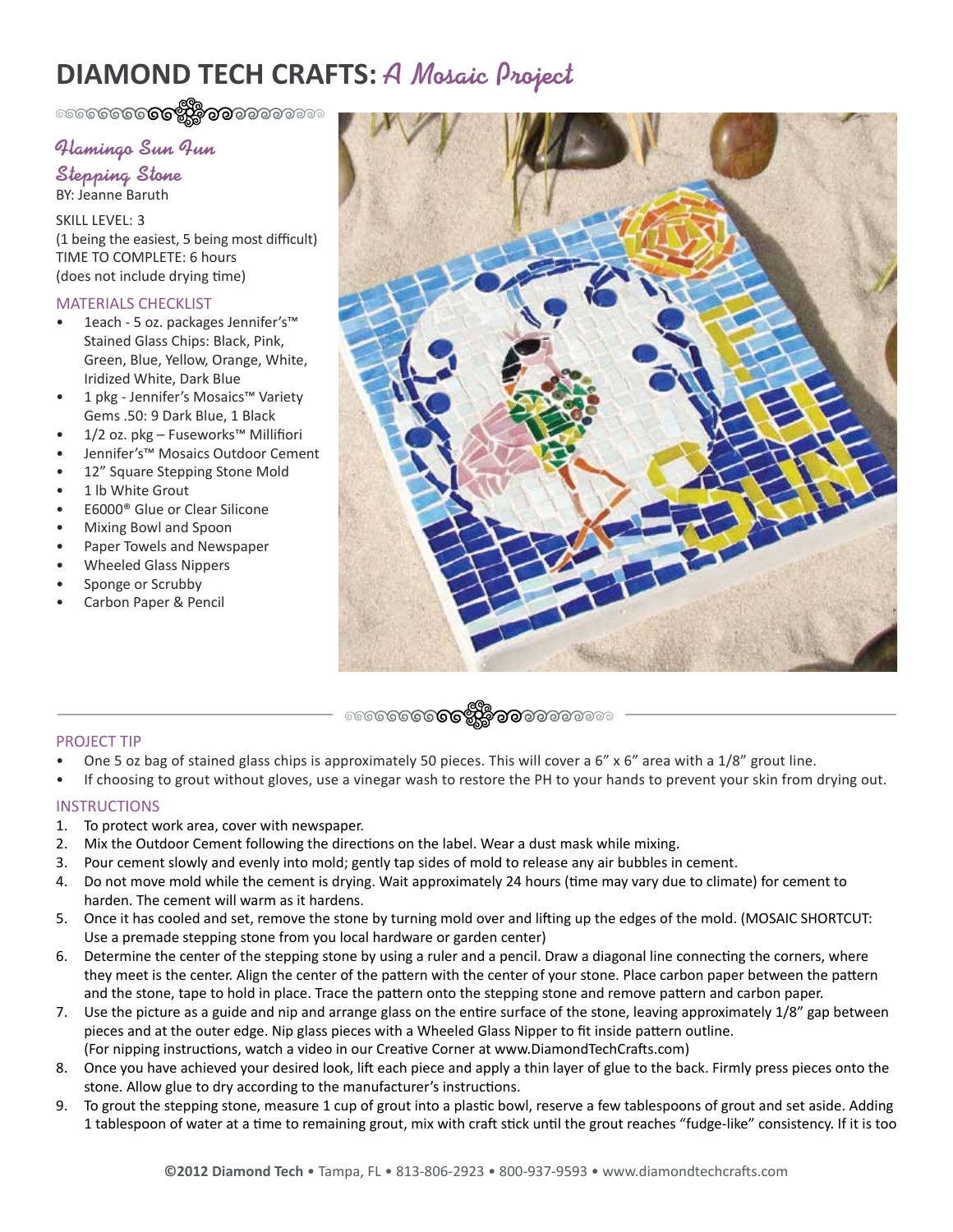# DIAMOND TECH CRAFTS: *A Mosaic Project*

## *Flamingo Sun Fun Stepping Stone*

BY: Jeanne Baruth

SKILL LEVEL: 3
(1 being the easiest, 5 being most difficult)
TIME TO COMPLETE: 6 hours
(does not include drying time)

### MATERIALS CHECKLIST

- 1each - 5 oz. packages Jennifer's™ Stained Glass Chips: Black, Pink, Green, Blue, Yellow, Orange, White, Iridized White, Dark Blue
- 1 pkg - Jennifer's Mosaics™ Variety Gems .50: 9 Dark Blue, 1 Black
- 1/2 oz. pkg – Fuseworks™ Millifiori
- Jennifer's™ Mosaics Outdoor Cement
- 12" Square Stepping Stone Mold
- 1 lb White Grout
- E6000® Glue or Clear Silicone
- Mixing Bowl and Spoon
- Paper Towels and Newspaper
- Wheeled Glass Nippers
- Sponge or Scrubby
- Carbon Paper & Pencil

### PROJECT TIP

- One 5 oz bag of stained glass chips is approximately 50 pieces. This will cover a 6" x 6" area with a 1/8" grout line.
- If choosing to grout without gloves, use a vinegar wash to restore the PH to your hands to prevent your skin from drying out.

### INSTRUCTIONS

1. To protect work area, cover with newspaper.
2. Mix the Outdoor Cement following the directions on the label. Wear a dust mask while mixing.
3. Pour cement slowly and evenly into mold; gently tap sides of mold to release any air bubbles in cement.
4. Do not move mold while the cement is drying. Wait approximately 24 hours (time may vary due to climate) for cement to harden. The cement will warm as it hardens.
5. Once it has cooled and set, remove the stone by turning mold over and lifting up the edges of the mold. (MOSAIC SHORTCUT: Use a premade stepping stone from you local hardware or garden center)
6. Determine the center of the stepping stone by using a ruler and a pencil. Draw a diagonal line connecting the corners, where they meet is the center. Align the center of the pattern with the center of your stone. Place carbon paper between the pattern and the stone, tape to hold in place. Trace the pattern onto the stepping stone and remove pattern and carbon paper.
7. Use the picture as a guide and nip and arrange glass on the entire surface of the stone, leaving approximately 1/8" gap between pieces and at the outer edge. Nip glass pieces with a Wheeled Glass Nipper to fit inside pattern outline. (For nipping instructions, watch a video in our Creative Corner at www.DiamondTechCrafts.com)
8. Once you have achieved your desired look, lift each piece and apply a thin layer of glue to the back. Firmly press pieces onto the stone. Allow glue to dry according to the manufacturer's instructions.
9. To grout the stepping stone, measure 1 cup of grout into a plastic bowl, reserve a few tablespoons of grout and set aside. Adding 1 tablespoon of water at a time to remaining grout, mix with craft stick until the grout reaches "fudge-like" consistency. If it is too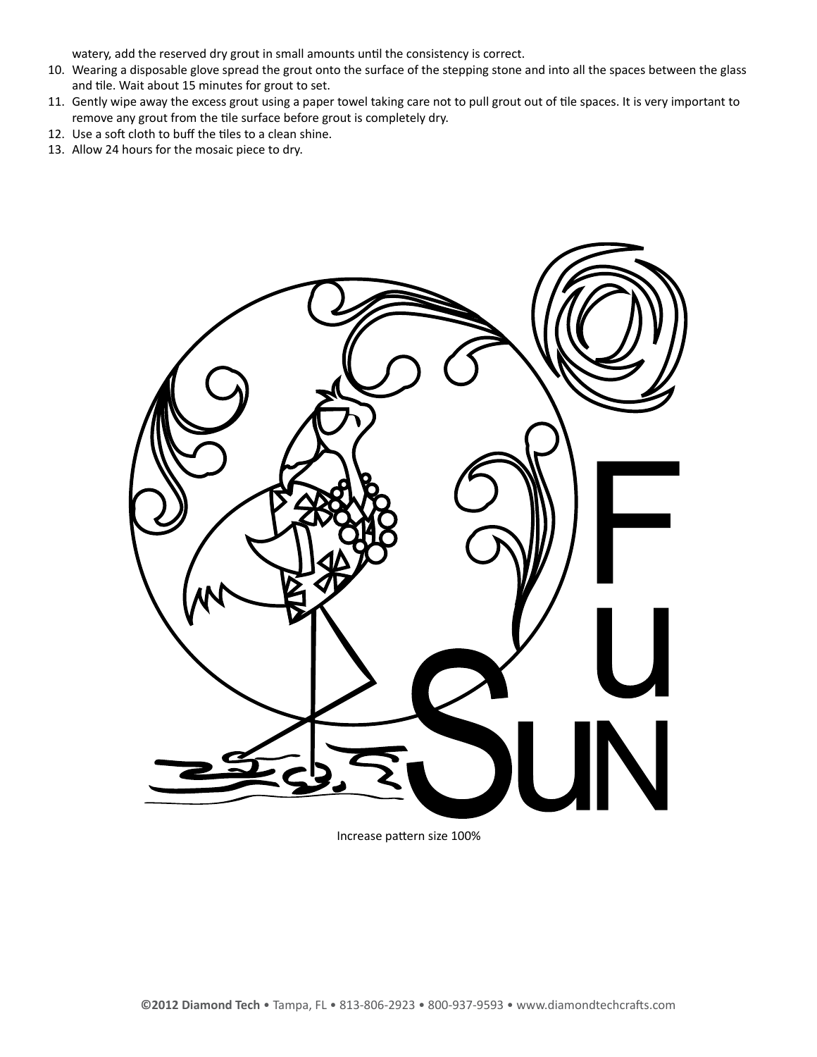watery, add the reserved dry grout in small amounts until the consistency is correct.

10. Wearing a disposable glove spread the grout onto the surface of the stepping stone and into all the spaces between the glass and tile. Wait about 15 minutes for grout to set.
11. Gently wipe away the excess grout using a paper towel taking care not to pull grout out of tile spaces. It is very important to remove any grout from the tile surface before grout is completely dry.
12. Use a soft cloth to buff the tiles to a clean shine.
13. Allow 24 hours for the mosaic piece to dry.

FUN

SUN

Increase pattern size 100%

**©2012 Diamond Tech** • Tampa, FL • 813-806-2923 • 800-937-9593 • www.diamondtechcrafts.com